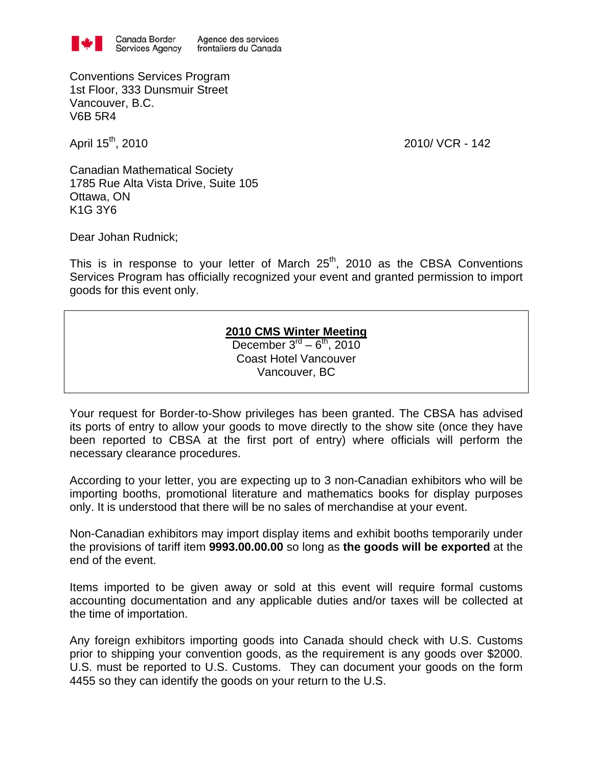Canada Border Services Agency | Agence des services frontaliers du Canada

Conventions Services Program
1st Floor, 333 Dunsmuir Street
Vancouver, B.C.
V6B 5R4

April 15th, 2010 2010/ VCR - 142

Canadian Mathematical Society
1785 Rue Alta Vista Drive, Suite 105
Ottawa, ON
K1G 3Y6

Dear Johan Rudnick;

This is in response to your letter of March 25th, 2010 as the CBSA Conventions Services Program has officially recognized your event and granted permission to import goods for this event only.

**2010 CMS Winter Meeting**
December 3rd – 6th, 2010
Coast Hotel Vancouver
Vancouver, BC

Your request for Border-to-Show privileges has been granted. The CBSA has advised its ports of entry to allow your goods to move directly to the show site (once they have been reported to CBSA at the first port of entry) where officials will perform the necessary clearance procedures.

According to your letter, you are expecting up to 3 non-Canadian exhibitors who will be importing booths, promotional literature and mathematics books for display purposes only. It is understood that there will be no sales of merchandise at your event.

Non-Canadian exhibitors may import display items and exhibit booths temporarily under the provisions of tariff item **9993.00.00.00** so long as **the goods will be exported** at the end of the event.

Items imported to be given away or sold at this event will require formal customs accounting documentation and any applicable duties and/or taxes will be collected at the time of importation.

Any foreign exhibitors importing goods into Canada should check with U.S. Customs prior to shipping your convention goods, as the requirement is any goods over $2000. U.S. must be reported to U.S. Customs. They can document your goods on the form 4455 so they can identify the goods on your return to the U.S.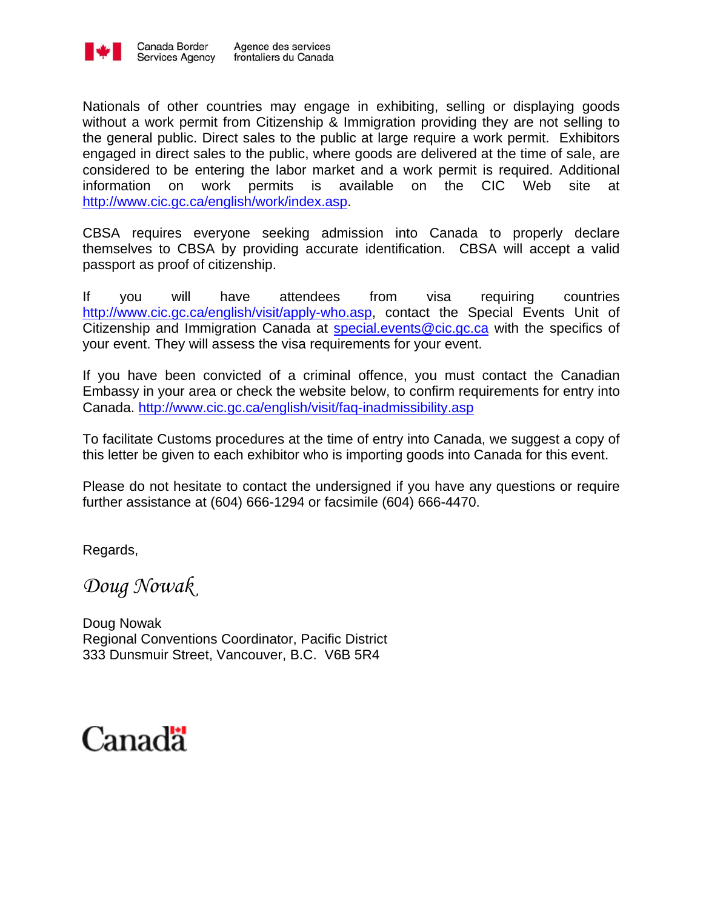Nationals of other countries may engage in exhibiting, selling or displaying goods without a work permit from Citizenship & Immigration providing they are not selling to the general public. Direct sales to the public at large require a work permit. Exhibitors engaged in direct sales to the public, where goods are delivered at the time of sale, are considered to be entering the labor market and a work permit is required. Additional information on work permits is available on the CIC Web site at http://www.cic.gc.ca/english/work/index.asp.

CBSA requires everyone seeking admission into Canada to properly declare themselves to CBSA by providing accurate identification. CBSA will accept a valid passport as proof of citizenship.

If you will have attendees from visa requiring countries http://www.cic.gc.ca/english/visit/apply-who.asp, contact the Special Events Unit of Citizenship and Immigration Canada at special.events@cic.gc.ca with the specifics of your event. They will assess the visa requirements for your event.

If you have been convicted of a criminal offence, you must contact the Canadian Embassy in your area or check the website below, to confirm requirements for entry into Canada. http://www.cic.gc.ca/english/visit/faq-inadmissibility.asp

To facilitate Customs procedures at the time of entry into Canada, we suggest a copy of this letter be given to each exhibitor who is importing goods into Canada for this event.

Please do not hesitate to contact the undersigned if you have any questions or require further assistance at (604) 666-1294 or facsimile (604) 666-4470.

Regards,

*Doug Nowak*

Doug Nowak
Regional Conventions Coordinator, Pacific District
333 Dunsmuir Street, Vancouver, B.C. V6B 5R4